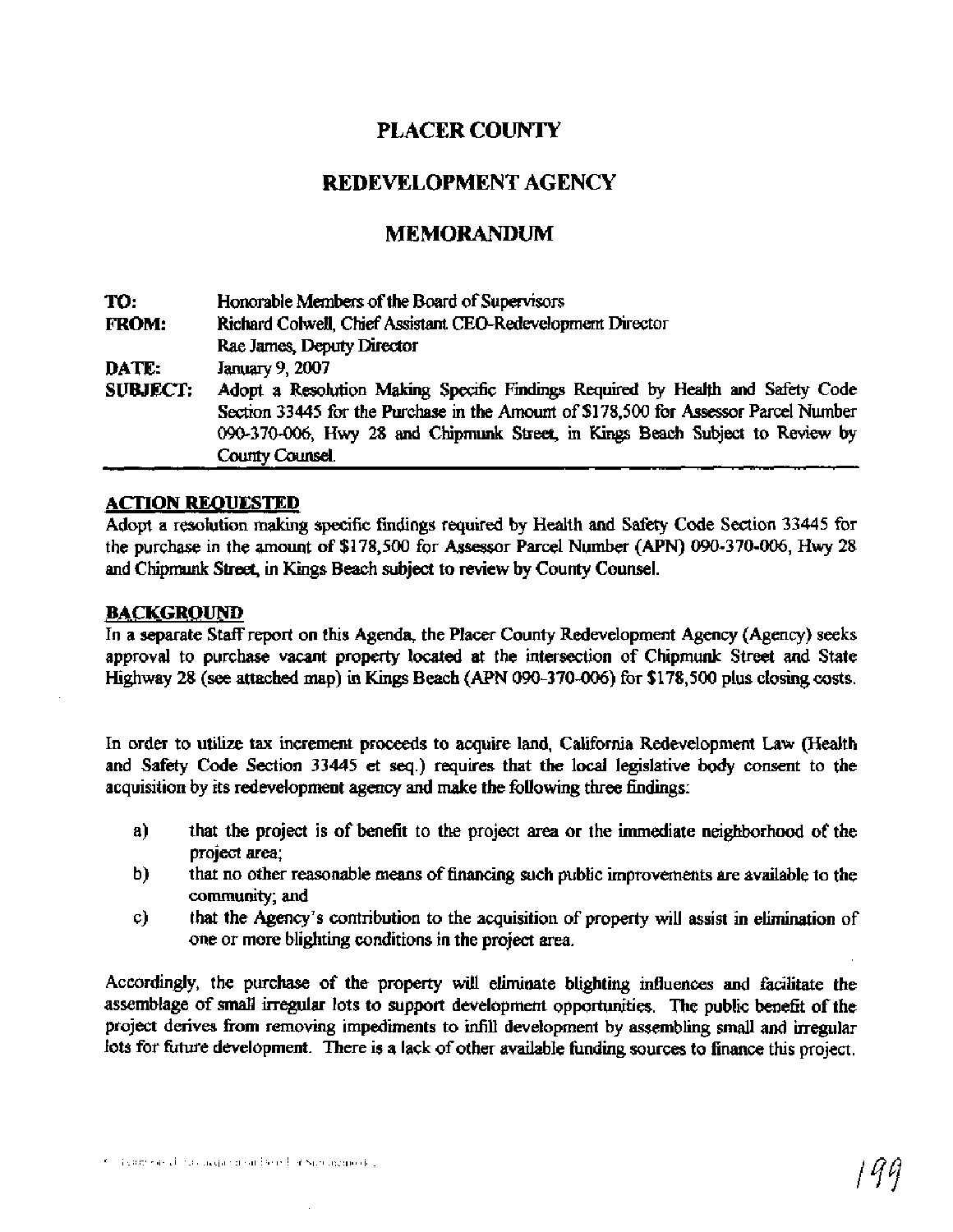# PLACER COUNTY

## REDEVELOPMENT AGENCY

## MEMORANDUM

**TO:** Honorable Members of the Board of Supervisors

**FROM:** Richard Colwell, Chief Assistant CEO-Redevelopment Director
Rae James, Deputy Director

**DATE:** January 9, 2007

**SUBJECT:** Adopt a Resolution Making Specific Findings Required by Health and Safety Code Section 33445 for the Purchase in the Amount of $178,500 for Assessor Parcel Number 090-370-006, Hwy 28 and Chipmunk Street, in Kings Beach Subject to Review by County Counsel.

### ACTION REQUESTED

Adopt a resolution making specific findings required by Health and Safety Code Section 33445 for the purchase in the amount of $178,500 for Assessor Parcel Number (APN) 090-370-006, Hwy 28 and Chipmunk Street, in Kings Beach subject to review by County Counsel.

### BACKGROUND

In a separate Staff report on this Agenda, the Placer County Redevelopment Agency (Agency) seeks approval to purchase vacant property located at the intersection of Chipmunk Street and State Highway 28 (see attached map) in Kings Beach (APN 090-370-006) for $178,500 plus closing costs.

In order to utilize tax increment proceeds to acquire land, California Redevelopment Law (Health and Safety Code Section 33445 et seq.) requires that the local legislative body consent to the acquisition by its redevelopment agency and make the following three findings:

a) that the project is of benefit to the project area or the immediate neighborhood of the project area;

b) that no other reasonable means of financing such public improvements are available to the community; and

c) that the Agency's contribution to the acquisition of property will assist in elimination of one or more blighting conditions in the project area.

Accordingly, the purchase of the property will eliminate blighting influences and facilitate the assemblage of small irregular lots to support development opportunities. The public benefit of the project derives from removing impediments to infill development by assembling small and irregular lots for future development. There is a lack of other available funding sources to finance this project.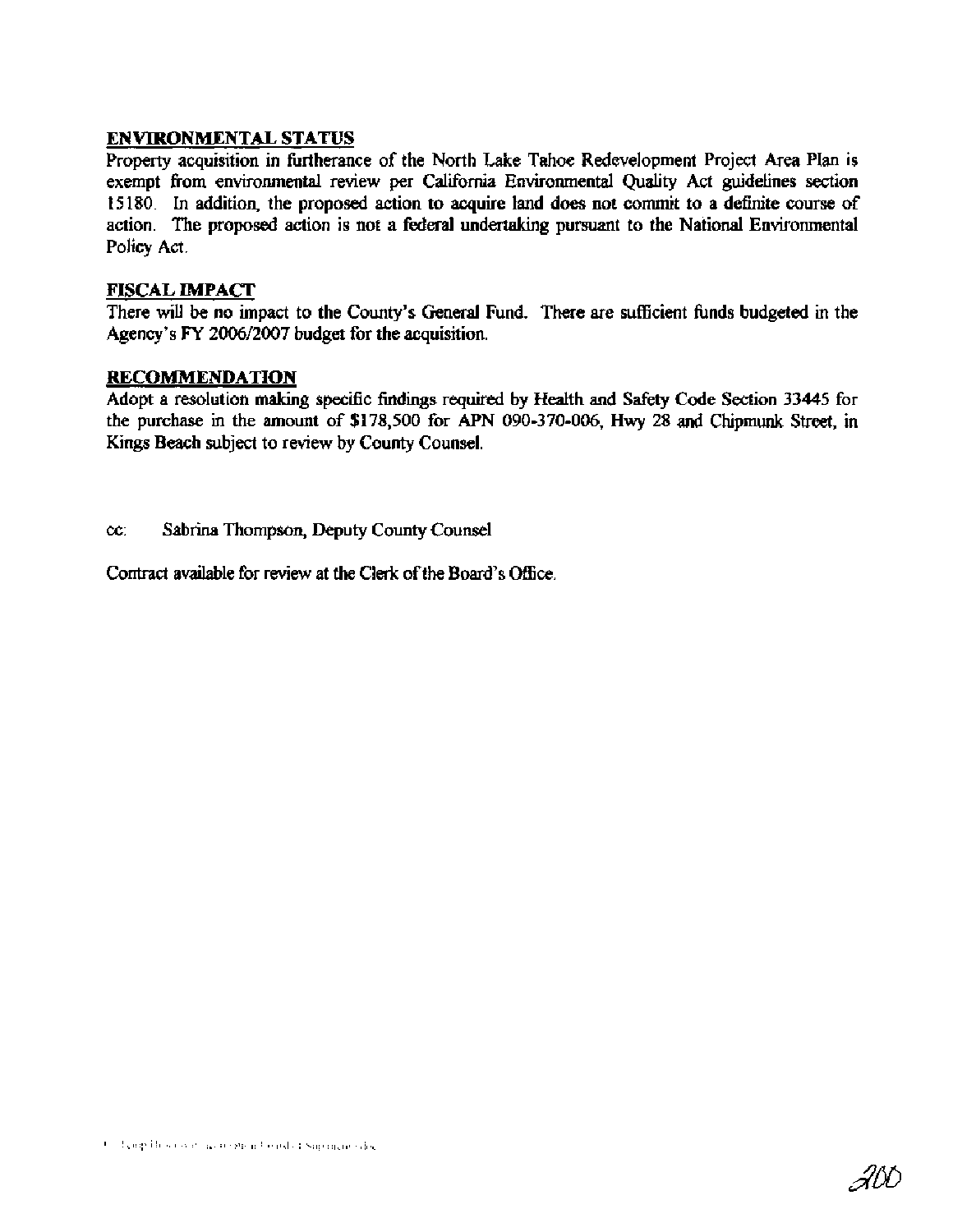## ENVIRONMENTAL STATUS

Property acquisition in furtherance of the North Lake Tahoe Redevelopment Project Area Plan is exempt from environmental review per California Environmental Quality Act guidelines section 15180. In addition, the proposed action to acquire land does not commit to a definite course of action. The proposed action is not a federal undertaking pursuant to the National Environmental Policy Act.

## FISCAL IMPACT

There will be no impact to the County's General Fund. There are sufficient funds budgeted in the Agency's FY 2006/2007 budget for the acquisition.

## RECOMMENDATION

Adopt a resolution making specific findings required by Health and Safety Code Section 33445 for the purchase in the amount of $178,500 for APN 090-370-006, Hwy 28 and Chipmunk Street, in Kings Beach subject to review by County Counsel.

cc: Sabrina Thompson, Deputy County Counsel

Contract available for review at the Clerk of the Board's Office.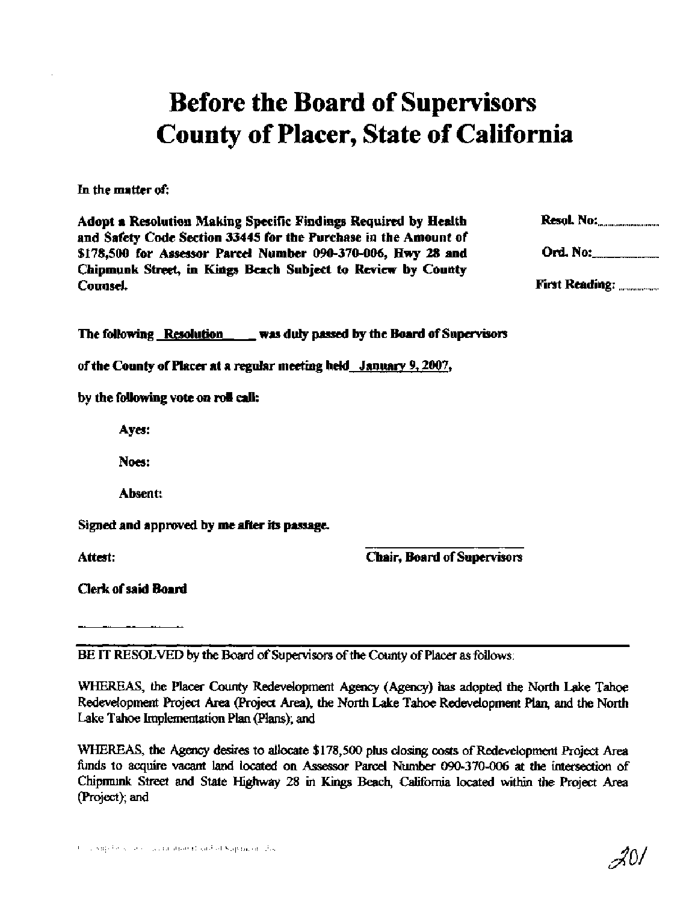# Before the Board of Supervisors County of Placer, State of California

In the matter of:

**Adopt a Resolution Making Specific Findings Required by Health and Safety Code Section 33445 for the Purchase in the Amount of $178,500 for Assessor Parcel Number 090-370-006, Hwy 28 and Chipmunk Street, in Kings Beach Subject to Review by County Counsel.**

**Resol. No:**\_\_\_\_\_\_\_\_

**Ord. No:**\_\_\_\_\_\_\_\_

**First Reading:**\_\_\_\_\_\_\_\_

**The following Resolution was duly passed by the Board of Supervisors of the County of Placer at a regular meeting held January 9, 2007, by the following vote on roll call:**

**Ayes:**

**Noes:**

**Absent:**

**Signed and approved by me after its passage.**

**Attest:**

**Chair, Board of Supervisors**

**Clerk of said Board**

---

BE IT RESOLVED by the Board of Supervisors of the County of Placer as follows:

WHEREAS, the Placer County Redevelopment Agency (Agency) has adopted the North Lake Tahoe Redevelopment Project Area (Project Area), the North Lake Tahoe Redevelopment Plan, and the North Lake Tahoe Implementation Plan (Plans); and

WHEREAS, the Agency desires to allocate $178,500 plus closing costs of Redevelopment Project Area funds to acquire vacant land located on Assessor Parcel Number 090-370-006 at the intersection of Chipmunk Street and State Highway 28 in Kings Beach, California located within the Project Area (Project); and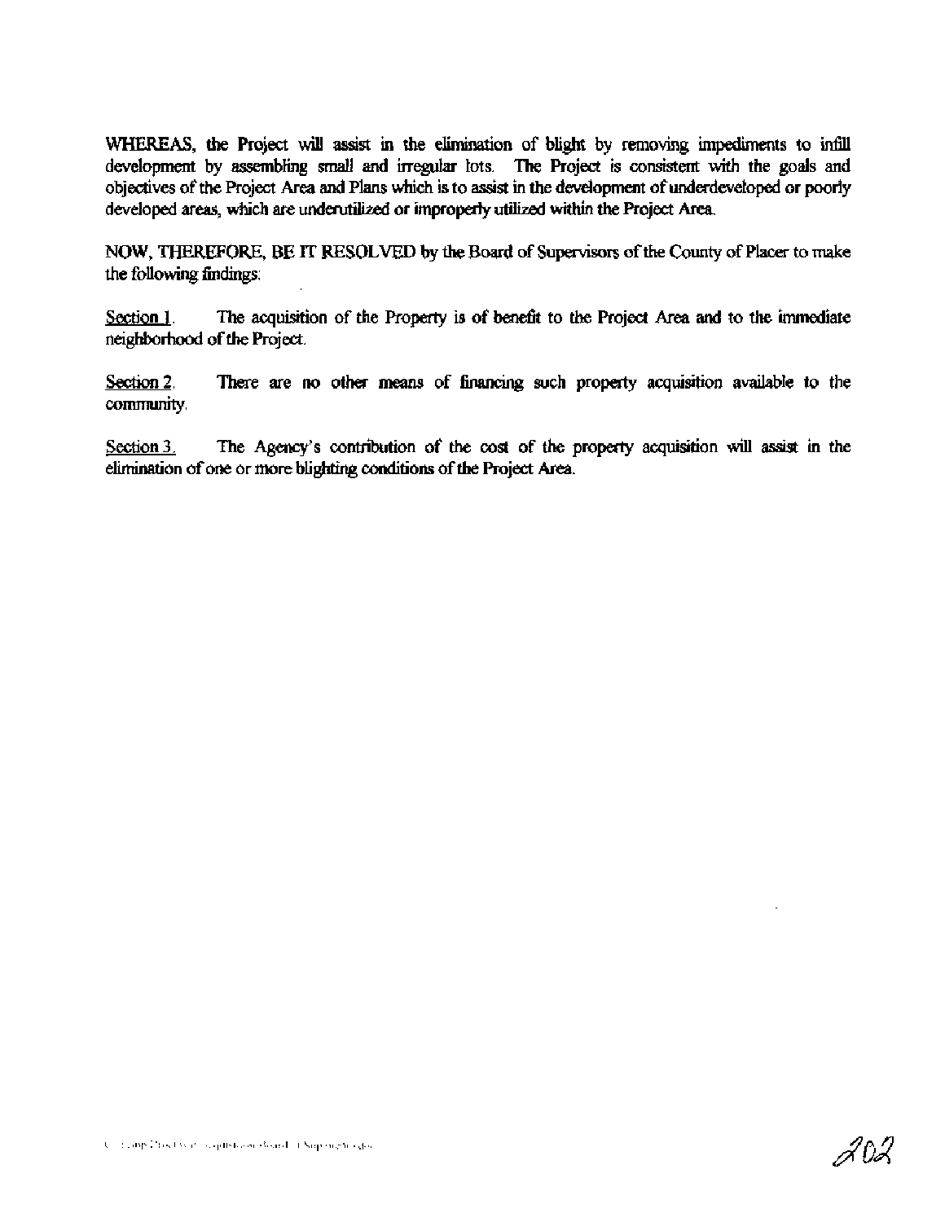WHEREAS, the Project will assist in the elimination of blight by removing impediments to infill development by assembling small and irregular lots. The Project is consistent with the goals and objectives of the Project Area and Plans which is to assist in the development of underdeveloped or poorly developed areas, which are underutilized or improperly utilized within the Project Area.

NOW, THEREFORE, BE IT RESOLVED by the Board of Supervisors of the County of Placer to make the following findings:

<u>Section 1</u>. The acquisition of the Property is of benefit to the Project Area and to the immediate neighborhood of the Project.

<u>Section 2</u>. There are no other means of financing such property acquisition available to the community.

<u>Section 3</u>. The Agency's contribution of the cost of the property acquisition will assist in the elimination of one or more blighting conditions of the Project Area.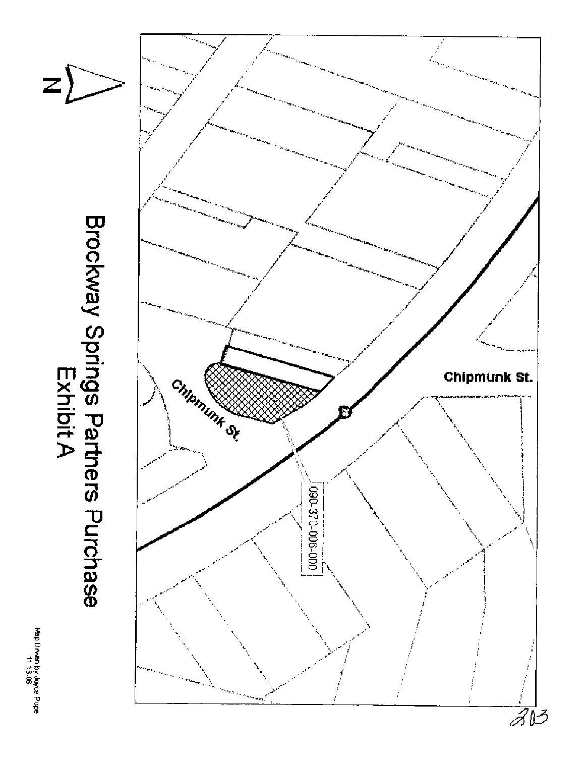# Brockway Springs Partners Purchase
# Exhibit A

N

Chipmunk St.

Chipmunk St.

090-370-006-000

Map Drawn by Joyce Pope
11-16-06